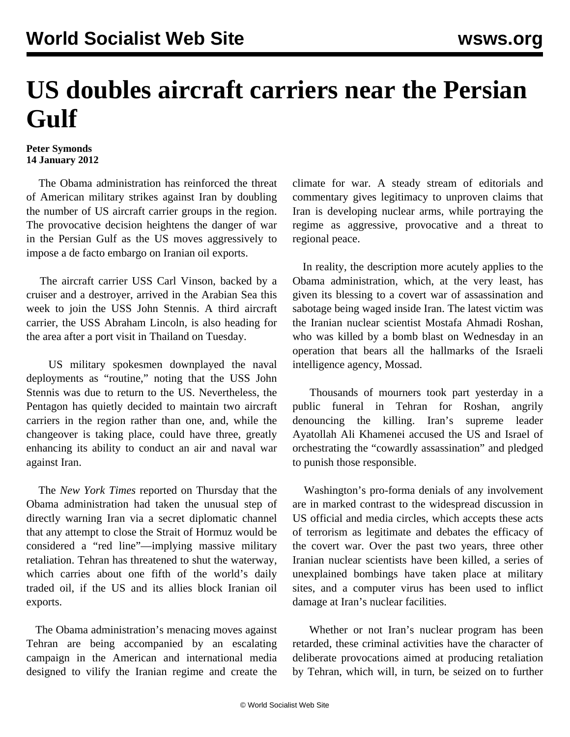# US doubles aircraft carriers near the Persian Gulf

**Peter Symonds**
**14 January 2012**

The Obama administration has reinforced the threat of American military strikes against Iran by doubling the number of US aircraft carrier groups in the region. The provocative decision heightens the danger of war in the Persian Gulf as the US moves aggressively to impose a de facto embargo on Iranian oil exports.

The aircraft carrier USS Carl Vinson, backed by a cruiser and a destroyer, arrived in the Arabian Sea this week to join the USS John Stennis. A third aircraft carrier, the USS Abraham Lincoln, is also heading for the area after a port visit in Thailand on Tuesday.

US military spokesmen downplayed the naval deployments as "routine," noting that the USS John Stennis was due to return to the US. Nevertheless, the Pentagon has quietly decided to maintain two aircraft carriers in the region rather than one, and, while the changeover is taking place, could have three, greatly enhancing its ability to conduct an air and naval war against Iran.

The *New York Times* reported on Thursday that the Obama administration had taken the unusual step of directly warning Iran via a secret diplomatic channel that any attempt to close the Strait of Hormuz would be considered a "red line"—implying massive military retaliation. Tehran has threatened to shut the waterway, which carries about one fifth of the world's daily traded oil, if the US and its allies block Iranian oil exports.

The Obama administration's menacing moves against Tehran are being accompanied by an escalating campaign in the American and international media designed to vilify the Iranian regime and create the climate for war. A steady stream of editorials and commentary gives legitimacy to unproven claims that Iran is developing nuclear arms, while portraying the regime as aggressive, provocative and a threat to regional peace.

In reality, the description more acutely applies to the Obama administration, which, at the very least, has given its blessing to a covert war of assassination and sabotage being waged inside Iran. The latest victim was the Iranian nuclear scientist Mostafa Ahmadi Roshan, who was killed by a bomb blast on Wednesday in an operation that bears all the hallmarks of the Israeli intelligence agency, Mossad.

Thousands of mourners took part yesterday in a public funeral in Tehran for Roshan, angrily denouncing the killing. Iran's supreme leader Ayatollah Ali Khamenei accused the US and Israel of orchestrating the "cowardly assassination" and pledged to punish those responsible.

Washington's pro-forma denials of any involvement are in marked contrast to the widespread discussion in US official and media circles, which accepts these acts of terrorism as legitimate and debates the efficacy of the covert war. Over the past two years, three other Iranian nuclear scientists have been killed, a series of unexplained bombings have taken place at military sites, and a computer virus has been used to inflict damage at Iran's nuclear facilities.

Whether or not Iran's nuclear program has been retarded, these criminal activities have the character of deliberate provocations aimed at producing retaliation by Tehran, which will, in turn, be seized on to further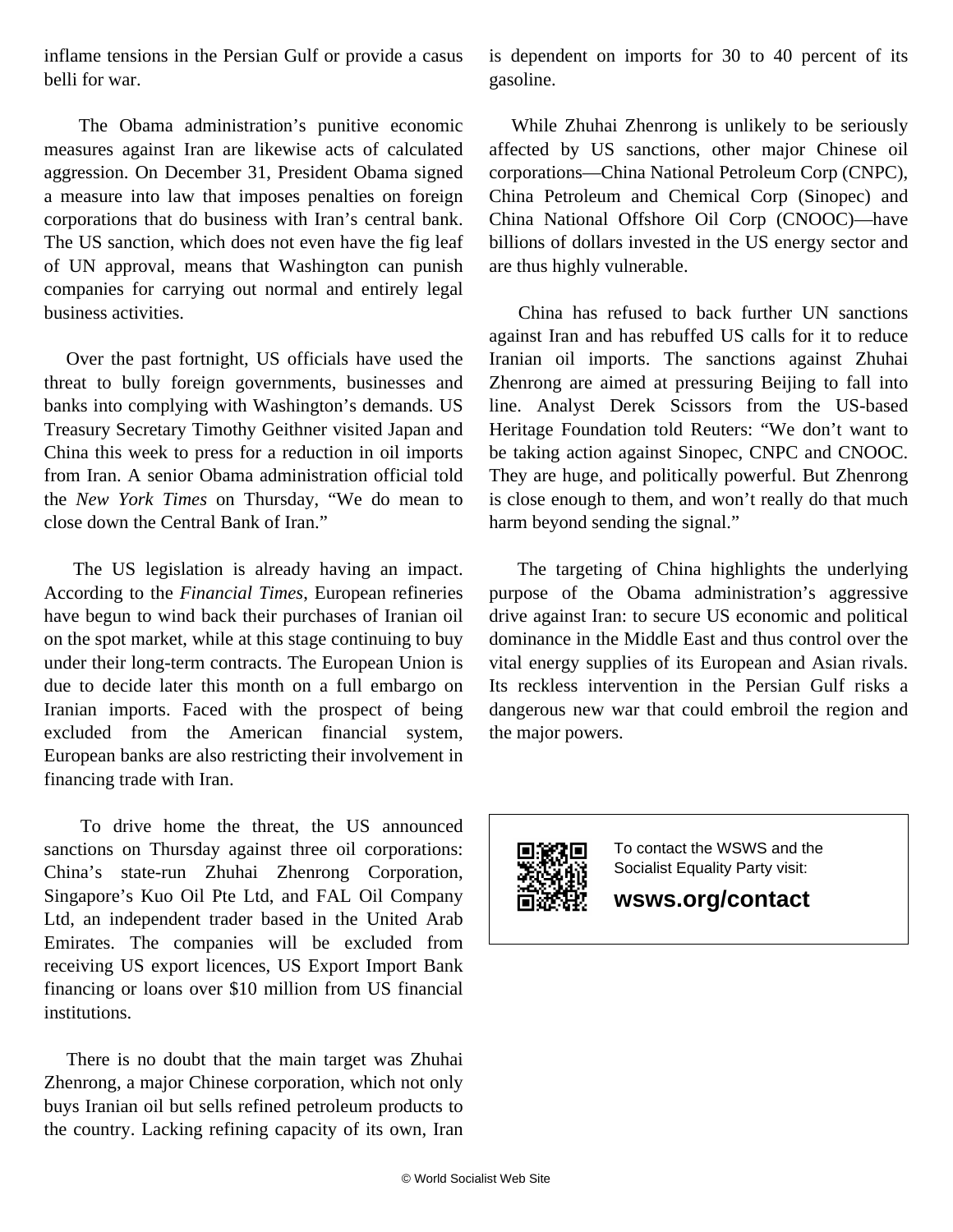inflame tensions in the Persian Gulf or provide a casus belli for war.

The Obama administration's punitive economic measures against Iran are likewise acts of calculated aggression. On December 31, President Obama signed a measure into law that imposes penalties on foreign corporations that do business with Iran's central bank. The US sanction, which does not even have the fig leaf of UN approval, means that Washington can punish companies for carrying out normal and entirely legal business activities.

Over the past fortnight, US officials have used the threat to bully foreign governments, businesses and banks into complying with Washington's demands. US Treasury Secretary Timothy Geithner visited Japan and China this week to press for a reduction in oil imports from Iran. A senior Obama administration official told the *New York Times* on Thursday, "We do mean to close down the Central Bank of Iran."

The US legislation is already having an impact. According to the *Financial Times*, European refineries have begun to wind back their purchases of Iranian oil on the spot market, while at this stage continuing to buy under their long-term contracts. The European Union is due to decide later this month on a full embargo on Iranian imports. Faced with the prospect of being excluded from the American financial system, European banks are also restricting their involvement in financing trade with Iran.

To drive home the threat, the US announced sanctions on Thursday against three oil corporations: China's state-run Zhuhai Zhenrong Corporation, Singapore's Kuo Oil Pte Ltd, and FAL Oil Company Ltd, an independent trader based in the United Arab Emirates. The companies will be excluded from receiving US export licences, US Export Import Bank financing or loans over $10 million from US financial institutions.

There is no doubt that the main target was Zhuhai Zhenrong, a major Chinese corporation, which not only buys Iranian oil but sells refined petroleum products to the country. Lacking refining capacity of its own, Iran is dependent on imports for 30 to 40 percent of its gasoline.

While Zhuhai Zhenrong is unlikely to be seriously affected by US sanctions, other major Chinese oil corporations—China National Petroleum Corp (CNPC), China Petroleum and Chemical Corp (Sinopec) and China National Offshore Oil Corp (CNOOC)—have billions of dollars invested in the US energy sector and are thus highly vulnerable.

China has refused to back further UN sanctions against Iran and has rebuffed US calls for it to reduce Iranian oil imports. The sanctions against Zhuhai Zhenrong are aimed at pressuring Beijing to fall into line. Analyst Derek Scissors from the US-based Heritage Foundation told Reuters: "We don't want to be taking action against Sinopec, CNPC and CNOOC. They are huge, and politically powerful. But Zhenrong is close enough to them, and won't really do that much harm beyond sending the signal."

The targeting of China highlights the underlying purpose of the Obama administration's aggressive drive against Iran: to secure US economic and political dominance in the Middle East and thus control over the vital energy supplies of its European and Asian rivals. Its reckless intervention in the Persian Gulf risks a dangerous new war that could embroil the region and the major powers.

To contact the WSWS and the Socialist Equality Party visit:

**wsws.org/contact**